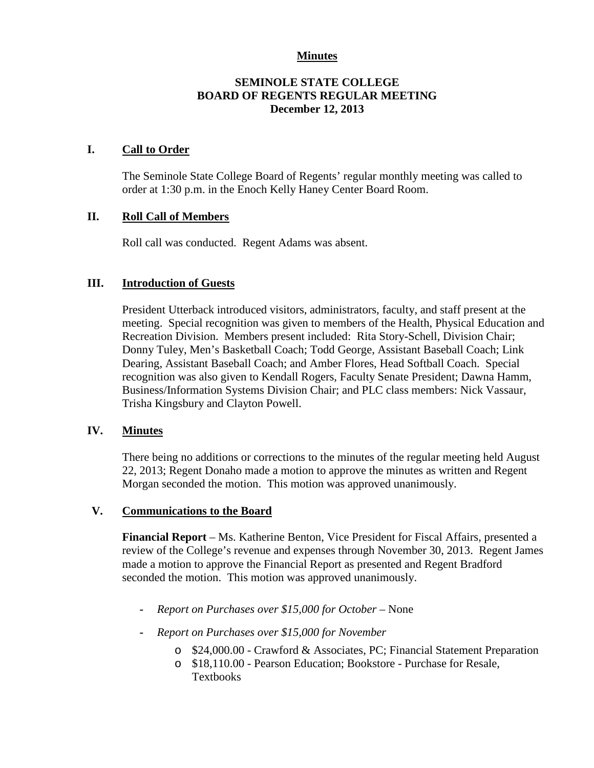**Minutes**

# SEMINOLE STATE COLLEGE
# BOARD OF REGENTS REGULAR MEETING
## December 12, 2013

## I. Call to Order

The Seminole State College Board of Regents' regular monthly meeting was called to order at 1:30 p.m. in the Enoch Kelly Haney Center Board Room.

## II. Roll Call of Members

Roll call was conducted. Regent Adams was absent.

## III. Introduction of Guests

President Utterback introduced visitors, administrators, faculty, and staff present at the meeting. Special recognition was given to members of the Health, Physical Education and Recreation Division. Members present included: Rita Story-Schell, Division Chair; Donny Tuley, Men's Basketball Coach; Todd George, Assistant Baseball Coach; Link Dearing, Assistant Baseball Coach; and Amber Flores, Head Softball Coach. Special recognition was also given to Kendall Rogers, Faculty Senate President; Dawna Hamm, Business/Information Systems Division Chair; and PLC class members: Nick Vassaur, Trisha Kingsbury and Clayton Powell.

## IV. Minutes

There being no additions or corrections to the minutes of the regular meeting held August 22, 2013; Regent Donaho made a motion to approve the minutes as written and Regent Morgan seconded the motion. This motion was approved unanimously.

## V. Communications to the Board

**Financial Report** – Ms. Katherine Benton, Vice President for Fiscal Affairs, presented a review of the College's revenue and expenses through November 30, 2013. Regent James made a motion to approve the Financial Report as presented and Regent Bradford seconded the motion. This motion was approved unanimously.

- *Report on Purchases over $15,000 for October* – None
- *Report on Purchases over $15,000 for November*
  - $24,000.00 - Crawford & Associates, PC; Financial Statement Preparation
  - $18,110.00 - Pearson Education; Bookstore - Purchase for Resale, Textbooks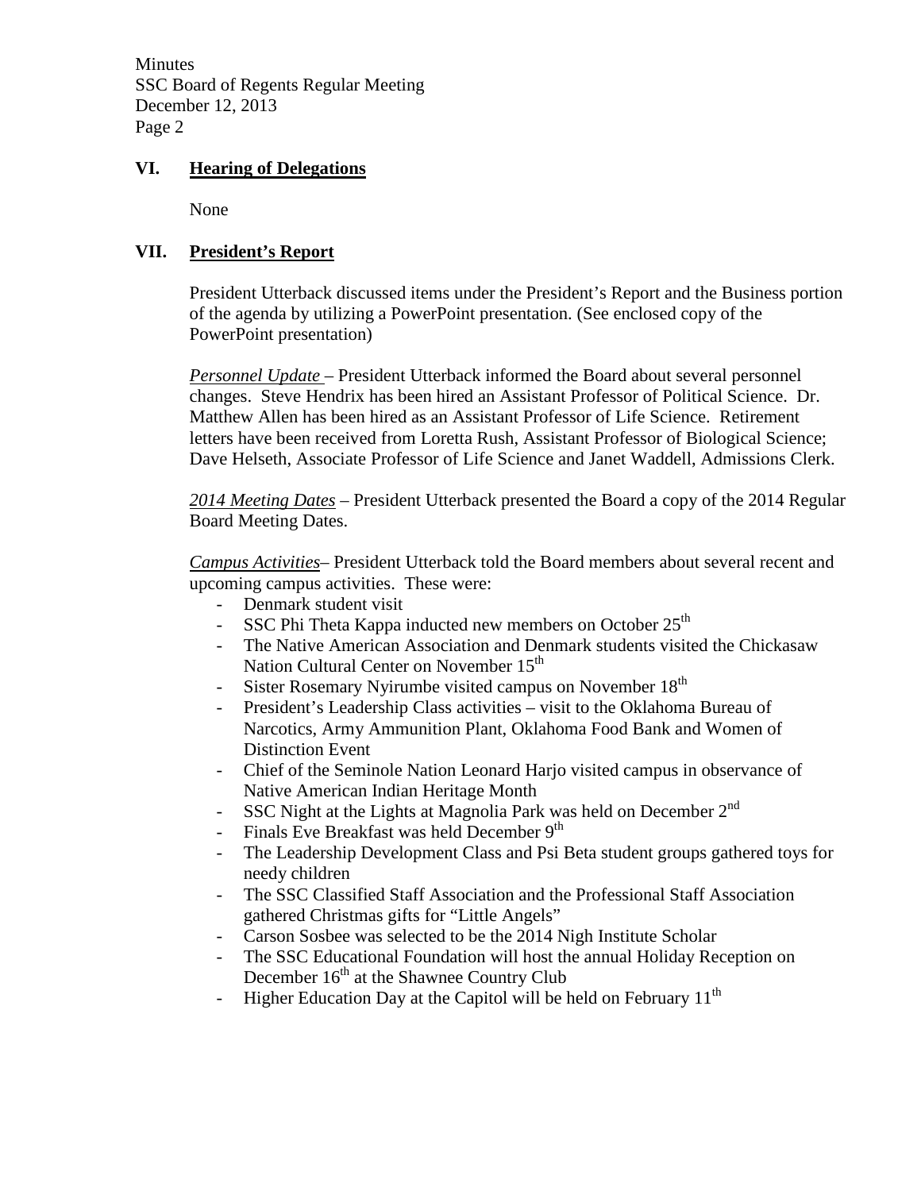## VI. Hearing of Delegations

None

## VII. President's Report

President Utterback discussed items under the President's Report and the Business portion of the agenda by utilizing a PowerPoint presentation. (See enclosed copy of the PowerPoint presentation)

*Personnel Update* – President Utterback informed the Board about several personnel changes. Steve Hendrix has been hired an Assistant Professor of Political Science. Dr. Matthew Allen has been hired as an Assistant Professor of Life Science. Retirement letters have been received from Loretta Rush, Assistant Professor of Biological Science; Dave Helseth, Associate Professor of Life Science and Janet Waddell, Admissions Clerk.

*2014 Meeting Dates* – President Utterback presented the Board a copy of the 2014 Regular Board Meeting Dates.

*Campus Activities*– President Utterback told the Board members about several recent and upcoming campus activities. These were:

- Denmark student visit
- SSC Phi Theta Kappa inducted new members on October 25th
- The Native American Association and Denmark students visited the Chickasaw Nation Cultural Center on November 15th
- Sister Rosemary Nyirumbe visited campus on November 18th
- President's Leadership Class activities – visit to the Oklahoma Bureau of Narcotics, Army Ammunition Plant, Oklahoma Food Bank and Women of Distinction Event
- Chief of the Seminole Nation Leonard Harjo visited campus in observance of Native American Indian Heritage Month
- SSC Night at the Lights at Magnolia Park was held on December 2nd
- Finals Eve Breakfast was held December 9th
- The Leadership Development Class and Psi Beta student groups gathered toys for needy children
- The SSC Classified Staff Association and the Professional Staff Association gathered Christmas gifts for "Little Angels"
- Carson Sosbee was selected to be the 2014 Nigh Institute Scholar
- The SSC Educational Foundation will host the annual Holiday Reception on December 16th at the Shawnee Country Club
- Higher Education Day at the Capitol will be held on February 11th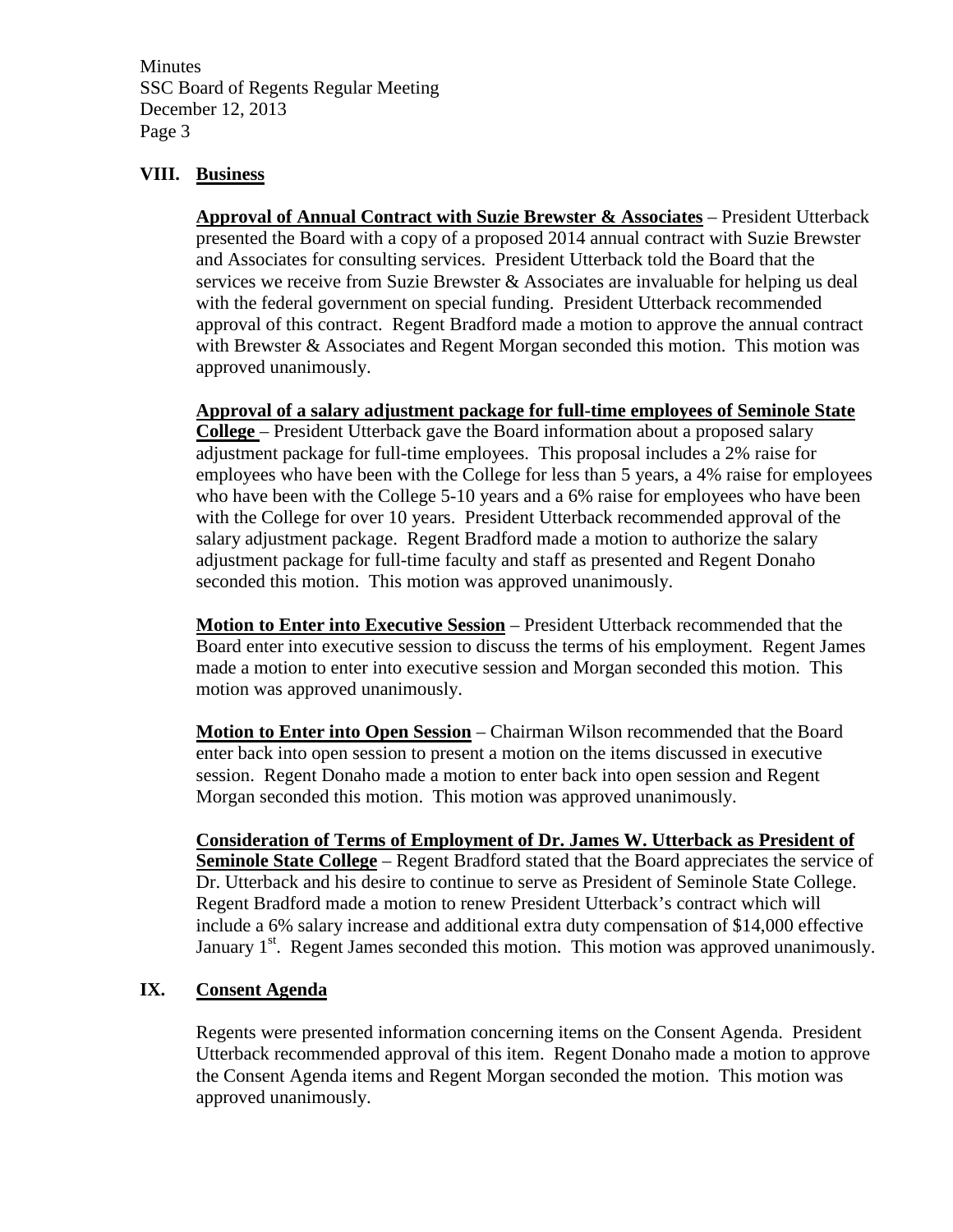## VIII. Business

**Approval of Annual Contract with Suzie Brewster & Associates** – President Utterback presented the Board with a copy of a proposed 2014 annual contract with Suzie Brewster and Associates for consulting services. President Utterback told the Board that the services we receive from Suzie Brewster & Associates are invaluable for helping us deal with the federal government on special funding. President Utterback recommended approval of this contract. Regent Bradford made a motion to approve the annual contract with Brewster & Associates and Regent Morgan seconded this motion. This motion was approved unanimously.

**Approval of a salary adjustment package for full-time employees of Seminole State College** – President Utterback gave the Board information about a proposed salary adjustment package for full-time employees. This proposal includes a 2% raise for employees who have been with the College for less than 5 years, a 4% raise for employees who have been with the College 5-10 years and a 6% raise for employees who have been with the College for over 10 years. President Utterback recommended approval of the salary adjustment package. Regent Bradford made a motion to authorize the salary adjustment package for full-time faculty and staff as presented and Regent Donaho seconded this motion. This motion was approved unanimously.

**Motion to Enter into Executive Session** – President Utterback recommended that the Board enter into executive session to discuss the terms of his employment. Regent James made a motion to enter into executive session and Morgan seconded this motion. This motion was approved unanimously.

**Motion to Enter into Open Session** – Chairman Wilson recommended that the Board enter back into open session to present a motion on the items discussed in executive session. Regent Donaho made a motion to enter back into open session and Regent Morgan seconded this motion. This motion was approved unanimously.

**Consideration of Terms of Employment of Dr. James W. Utterback as President of Seminole State College** – Regent Bradford stated that the Board appreciates the service of Dr. Utterback and his desire to continue to serve as President of Seminole State College. Regent Bradford made a motion to renew President Utterback's contract which will include a 6% salary increase and additional extra duty compensation of $14,000 effective January 1st. Regent James seconded this motion. This motion was approved unanimously.

## IX. Consent Agenda

Regents were presented information concerning items on the Consent Agenda. President Utterback recommended approval of this item. Regent Donaho made a motion to approve the Consent Agenda items and Regent Morgan seconded the motion. This motion was approved unanimously.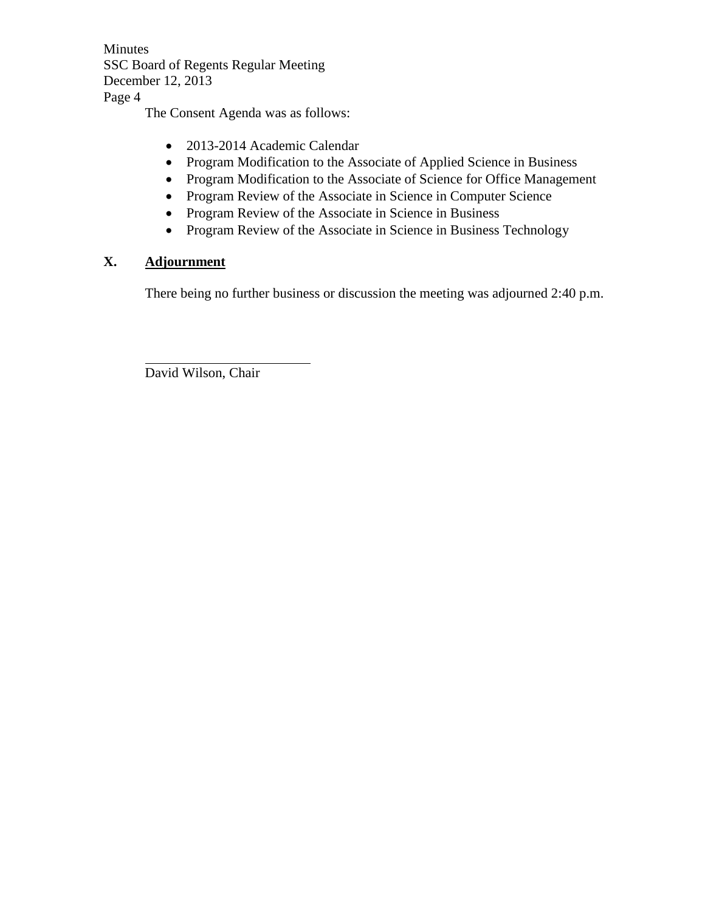The Consent Agenda was as follows:

- 2013-2014 Academic Calendar
- Program Modification to the Associate of Applied Science in Business
- Program Modification to the Associate of Science for Office Management
- Program Review of the Associate in Science in Computer Science
- Program Review of the Associate in Science in Business
- Program Review of the Associate in Science in Business Technology

## X. Adjournment

There being no further business or discussion the meeting was adjourned 2:40 p.m.

______________________________
David Wilson, Chair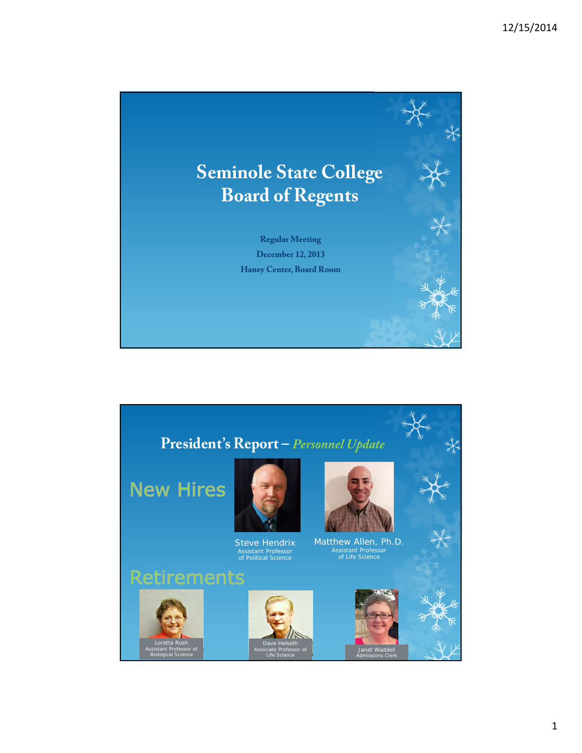# Seminole State College Board of Regents

**Regular Meeting**

**December 12, 2013**

**Haney Center, Board Room**

## President's Report – *Personnel Update*

### New Hires

Steve Hendrix
Assistant Professor
of Political Science

Matthew Allen, Ph.D.
Assistant Professor
of Life Science

### Retirements

Loretta Rush
Assistant Professor of
Biological Science

Dave Helseth
Associate Professor of
Life Science

Janet Waddell
Admissions Clerk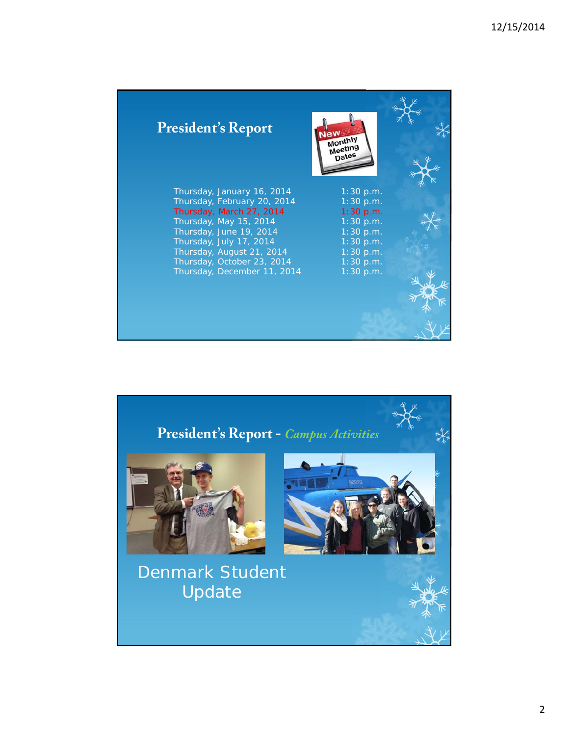## President's Report

New Monthly Meeting Dates

| | |
|---|---|
| Thursday, January 16, 2014 | 1:30 p.m. |
| Thursday, February 20, 2014 | 1:30 p.m. |
| Thursday, March 27, 2014 | 1:30 p.m. |
| Thursday, May 15, 2014 | 1:30 p.m. |
| Thursday, June 19, 2014 | 1:30 p.m. |
| Thursday, July 17, 2014 | 1:30 p.m. |
| Thursday, August 21, 2014 | 1:30 p.m. |
| Thursday, October 23, 2014 | 1:30 p.m. |
| Thursday, December 11, 2014 | 1:30 p.m. |

## President's Report - *Campus Activities*

Denmark Student Update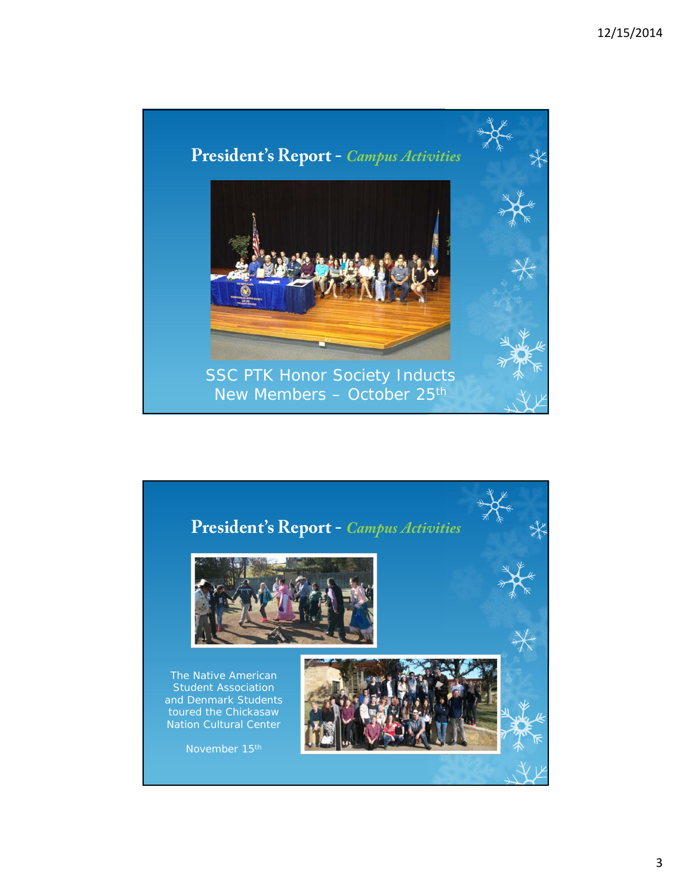## President's Report - *Campus Activities*

SSC PTK Honor Society Inducts New Members – October 25th

## President's Report - *Campus Activities*

The Native American Student Association and Denmark Students toured the Chickasaw Nation Cultural Center

November 15th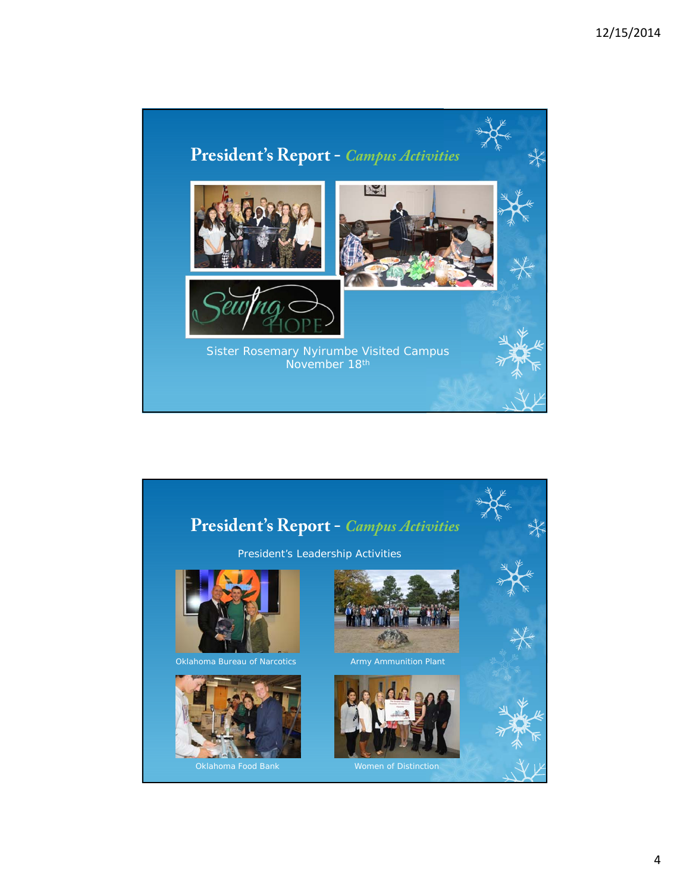## President's Report - *Campus Activities*

Sewing HOPE

Sister Rosemary Nyirumbe Visited Campus November 18th

## President's Report - *Campus Activities*

President's Leadership Activities

Oklahoma Bureau of Narcotics

Army Ammunition Plant

Oklahoma Food Bank

Women of Distinction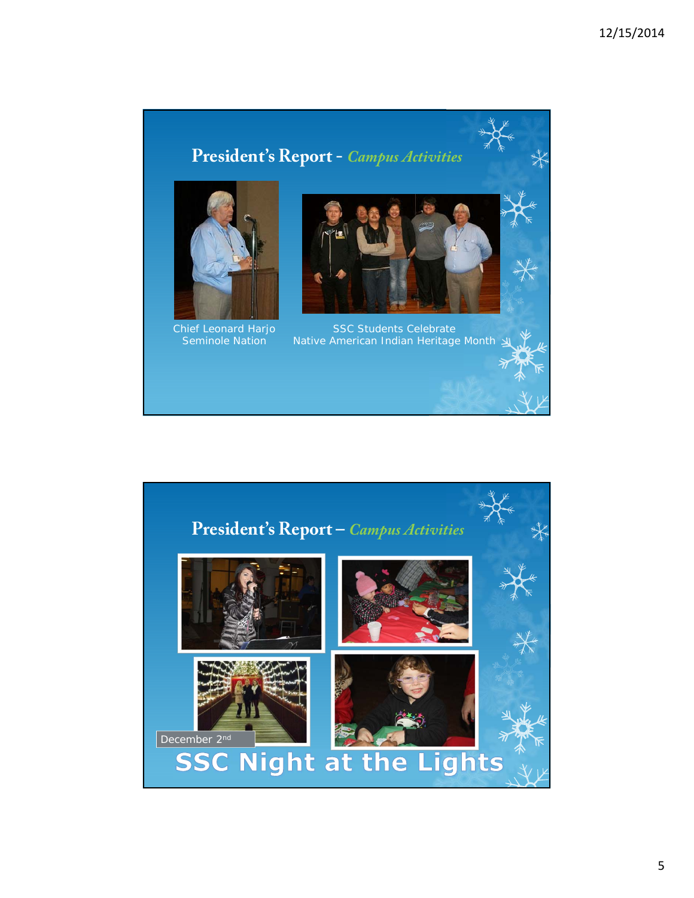## President's Report - *Campus Activities*

Chief Leonard Harjo
Seminole Nation

SSC Students Celebrate
Native American Indian Heritage Month

## President's Report – *Campus Activities*

December 2nd

# SSC Night at the Lights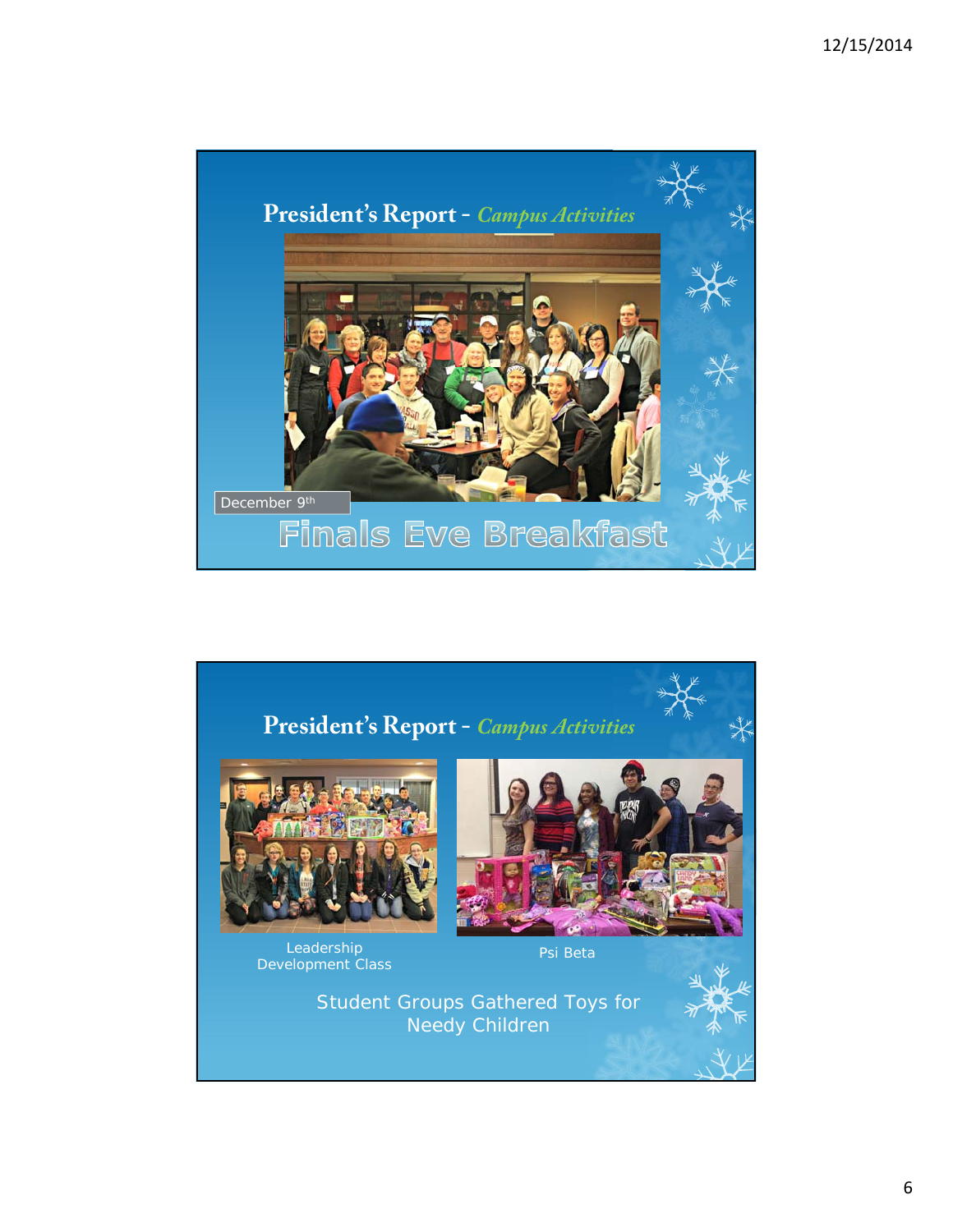## President's Report - *Campus Activities*

December 9th

# Finals Eve Breakfast

## President's Report - *Campus Activities*

Leadership Development Class

Psi Beta

Student Groups Gathered Toys for Needy Children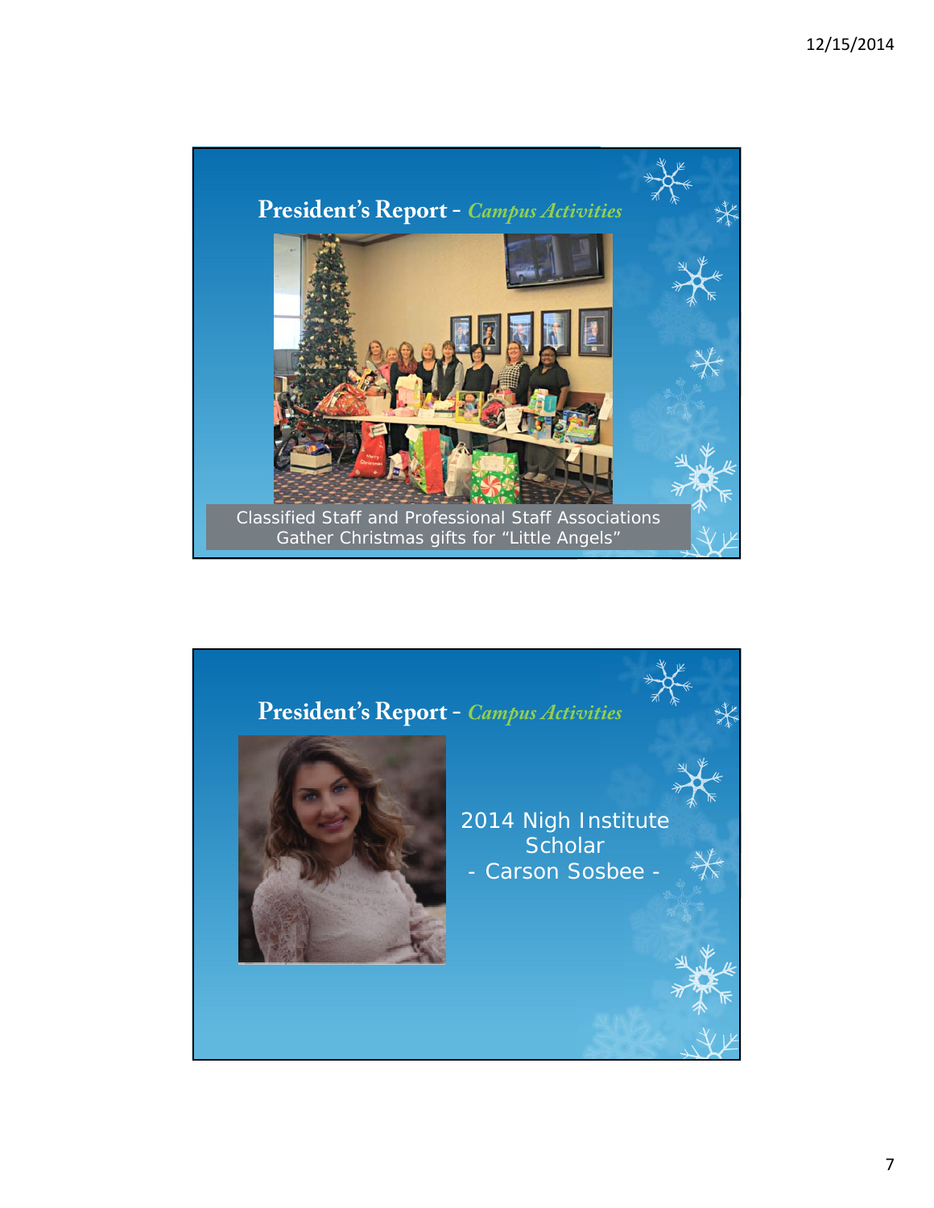## President's Report - *Campus Activities*

Classified Staff and Professional Staff Associations Gather Christmas gifts for "Little Angels"

## President's Report - *Campus Activities*

2014 Nigh Institute Scholar
- Carson Sosbee -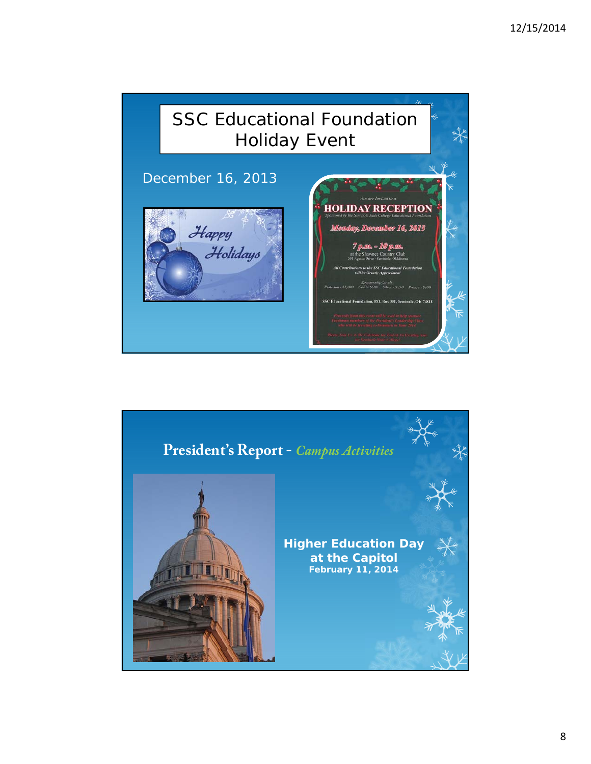## SSC Educational Foundation Holiday Event

December 16, 2013

Happy Holidays

You are Invited to a

**HOLIDAY RECEPTION**

Sponsored by the Seminole State College Educational Foundation

*Monday, December 16, 2013*

*7 p.m. - 10 p.m.*

at the Shawnee Country Club
501 Aguila Drive - Seminole, Oklahoma

*All Contributions to the SSC Educational Foundation will be Greatly Appreciated!*

Sponsorship Levels:
Platinum - $1,000 Gold - $500 Silver - $250 Bronze - $100

SSC Educational Foundation, P.O. Box 351, Seminole, OK 74818

## President's Report - *Campus Activities*

**Higher Education Day at the Capitol**
**February 11, 2014**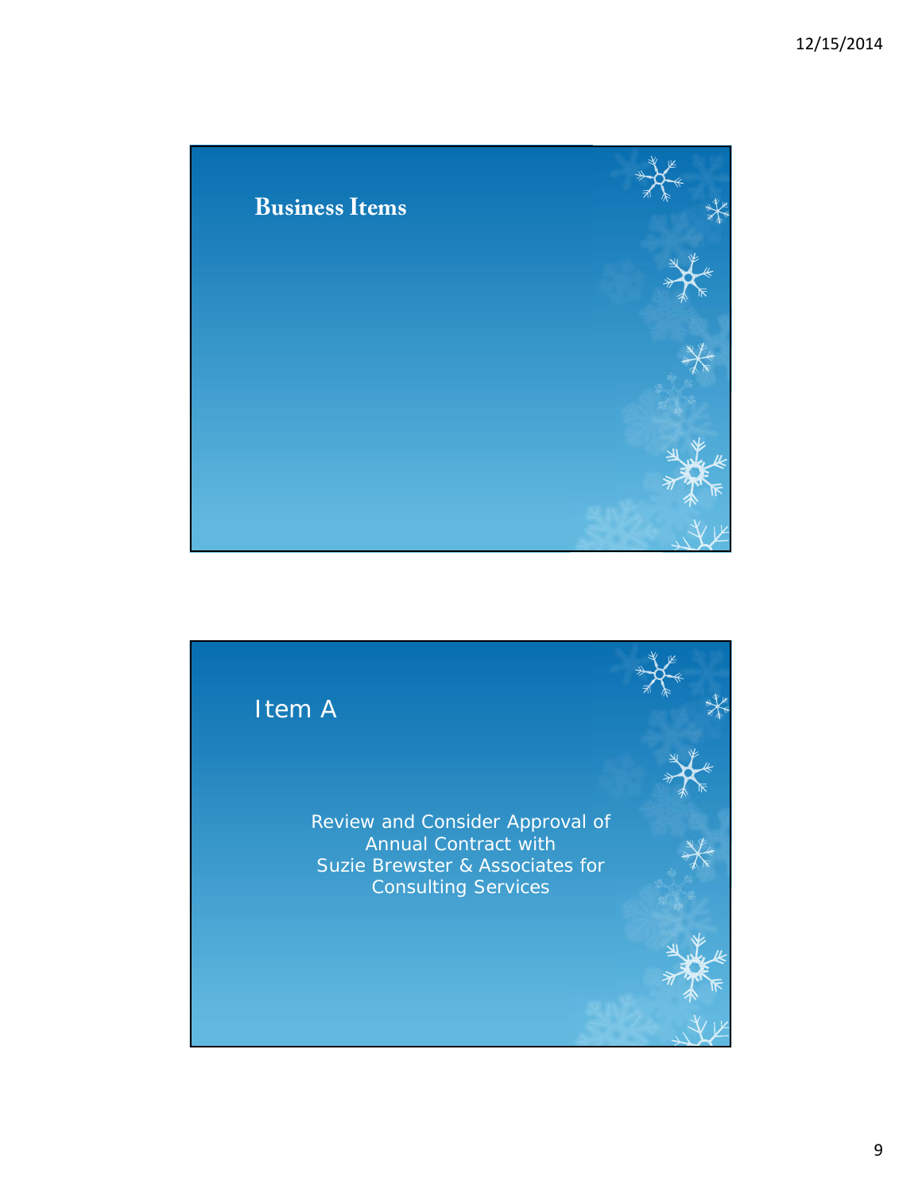## Business Items

## Item A

Review and Consider Approval of
Annual Contract with
Suzie Brewster & Associates for
Consulting Services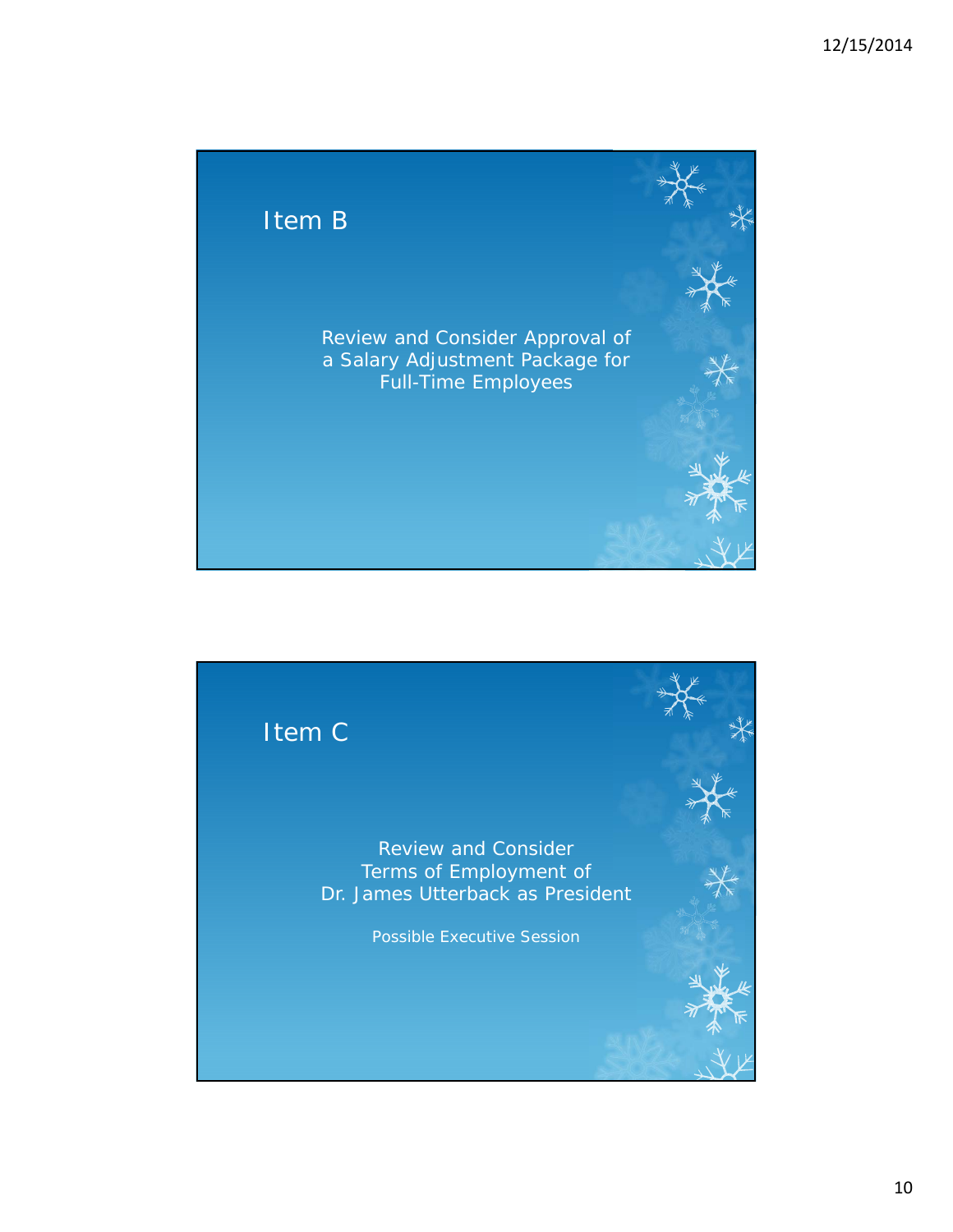## Item B

Review and Consider Approval of a Salary Adjustment Package for Full-Time Employees

## Item C

Review and Consider Terms of Employment of Dr. James Utterback as President

Possible Executive Session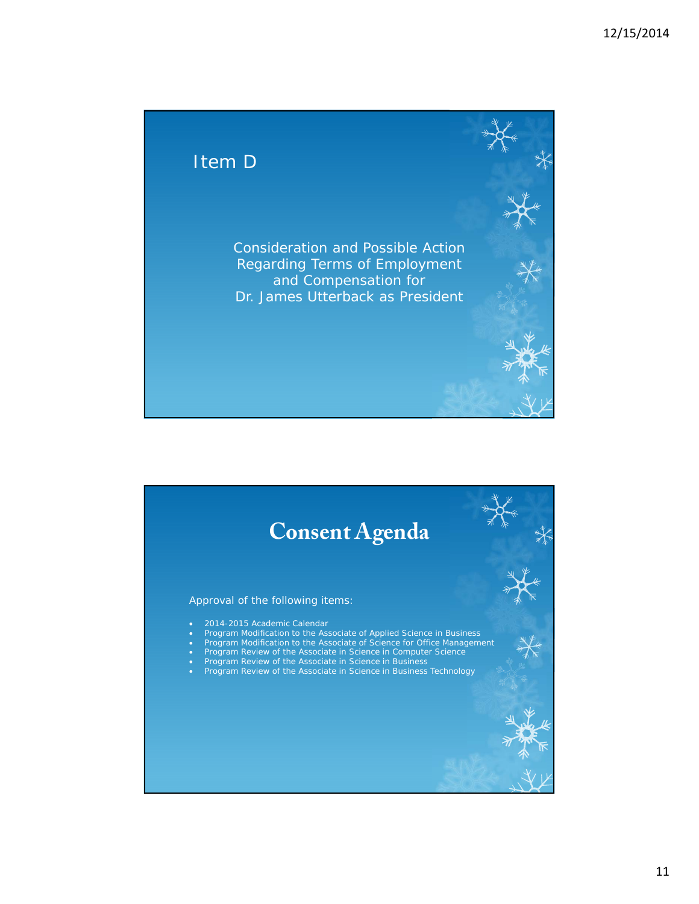## Item D

Consideration and Possible Action Regarding Terms of Employment and Compensation for Dr. James Utterback as President

## Consent Agenda

Approval of the following items:

- 2014-2015 Academic Calendar
- Program Modification to the Associate of Applied Science in Business
- Program Modification to the Associate of Science for Office Management
- Program Review of the Associate in Science in Computer Science
- Program Review of the Associate in Science in Business
- Program Review of the Associate in Science in Business Technology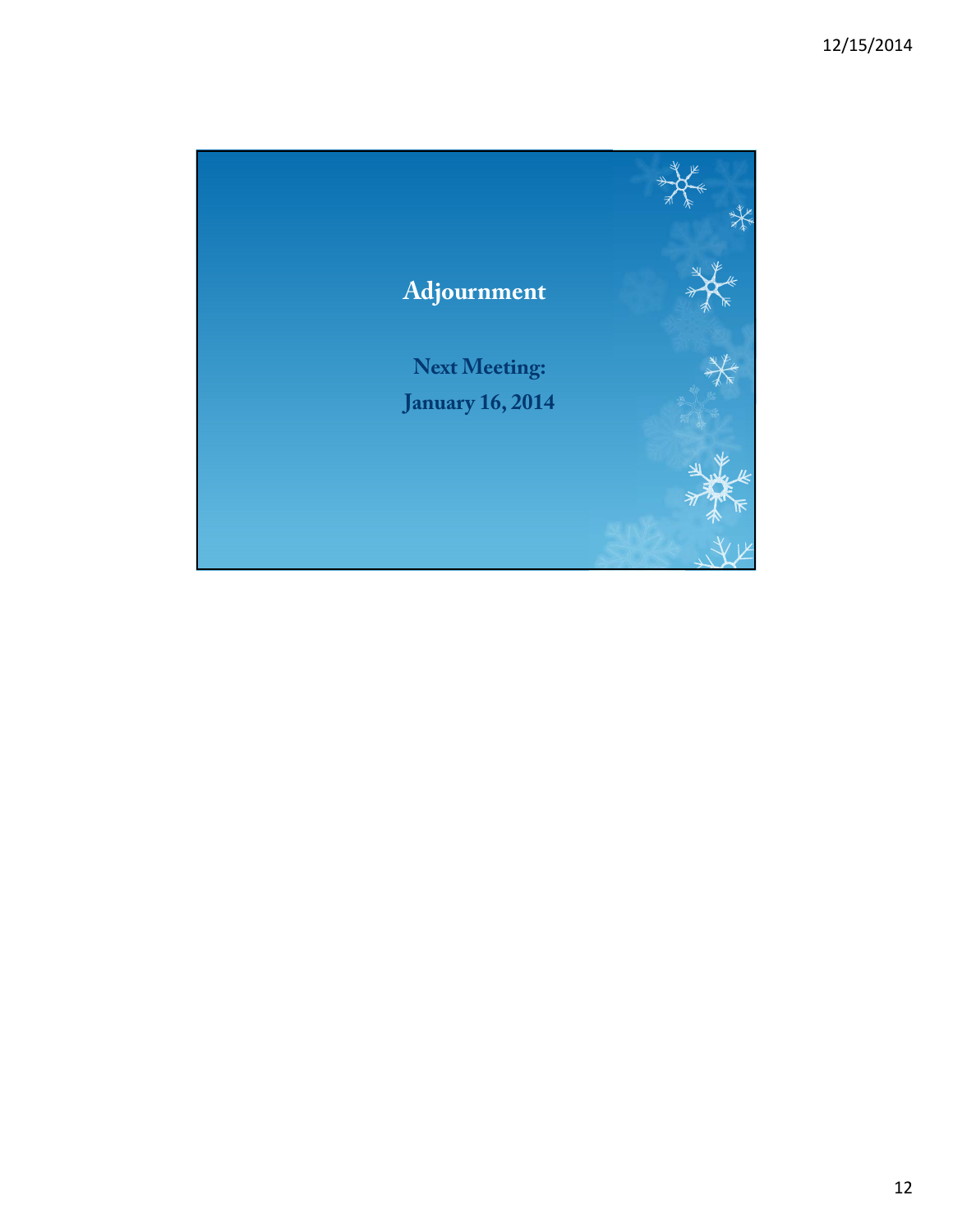# Adjournment

**Next Meeting:**
**January 16, 2014**